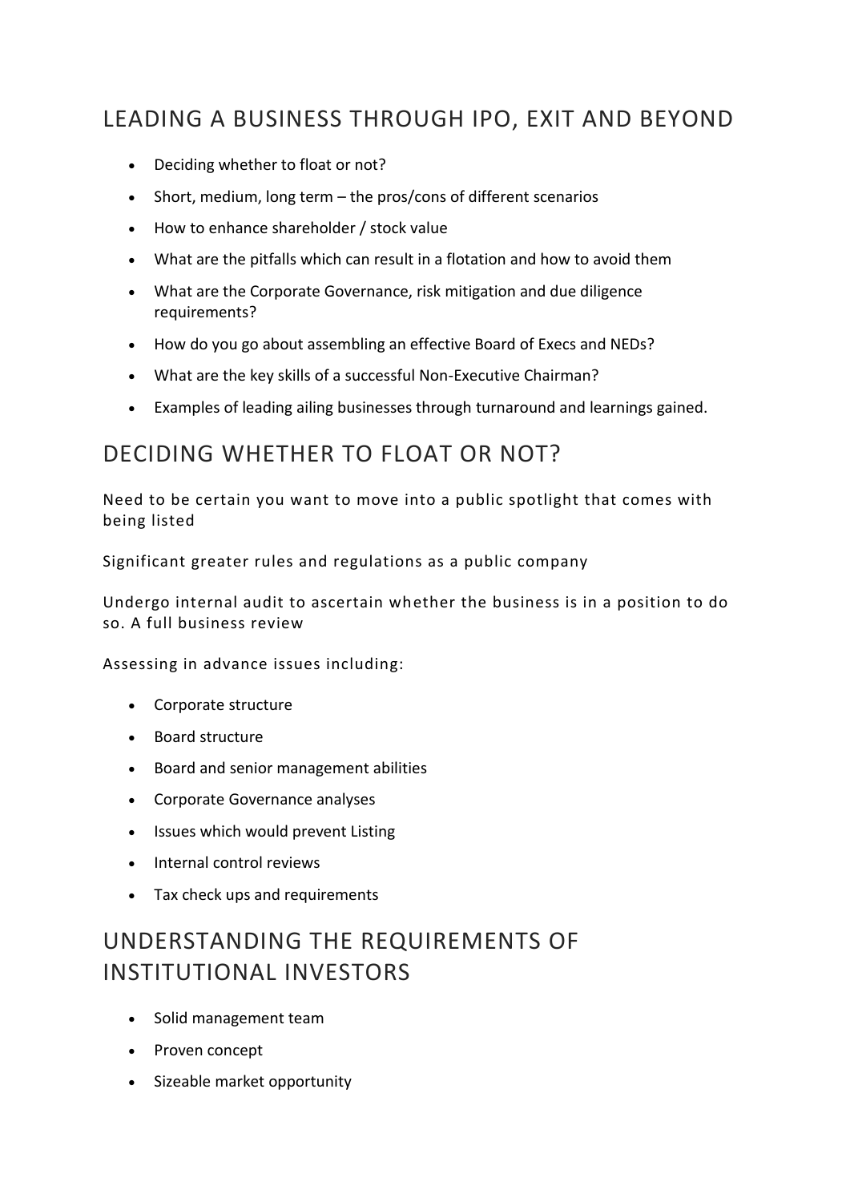# LEADING A BUSINESS THROUGH IPO, EXIT AND BEYOND

- Deciding whether to float or not?
- Short, medium, long term – the pros/cons of different scenarios
- How to enhance shareholder / stock value
- What are the pitfalls which can result in a flotation and how to avoid them
- What are the Corporate Governance, risk mitigation and due diligence requirements?
- How do you go about assembling an effective Board of Execs and NEDs?
- What are the key skills of a successful Non-Executive Chairman?
- Examples of leading ailing businesses through turnaround and learnings gained.

## DECIDING WHETHER TO FLOAT OR NOT?

Need to be certain you want to move into a public spotlight that comes with being listed

Significant greater rules and regulations as a public company

Undergo internal audit to ascertain whether the business is in a position to do so. A full business review

Assessing in advance issues including:

- Corporate structure
- Board structure
- Board and senior management abilities
- Corporate Governance analyses
- Issues which would prevent Listing
- Internal control reviews
- Tax check ups and requirements

## UNDERSTANDING THE REQUIREMENTS OF INSTITUTIONAL INVESTORS

- Solid management team
- Proven concept
- Sizeable market opportunity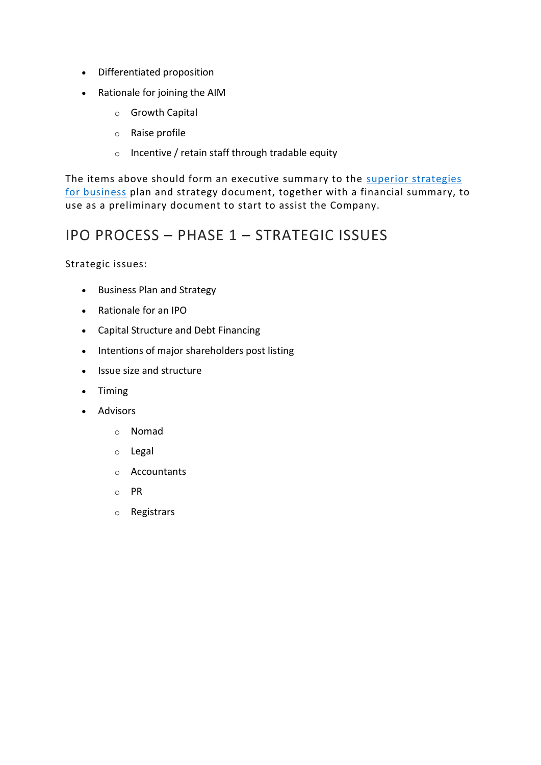- Differentiated proposition
- Rationale for joining the AIM
    - Growth Capital
    - Raise profile
    - Incentive / retain staff through tradable equity

The items above should form an executive summary to the superior strategies for business plan and strategy document, together with a financial summary, to use as a preliminary document to start to assist the Company.

## IPO PROCESS – PHASE 1 – STRATEGIC ISSUES

Strategic issues:

- Business Plan and Strategy
- Rationale for an IPO
- Capital Structure and Debt Financing
- Intentions of major shareholders post listing
- Issue size and structure
- Timing
- Advisors
    - Nomad
    - Legal
    - Accountants
    - PR
    - Registrars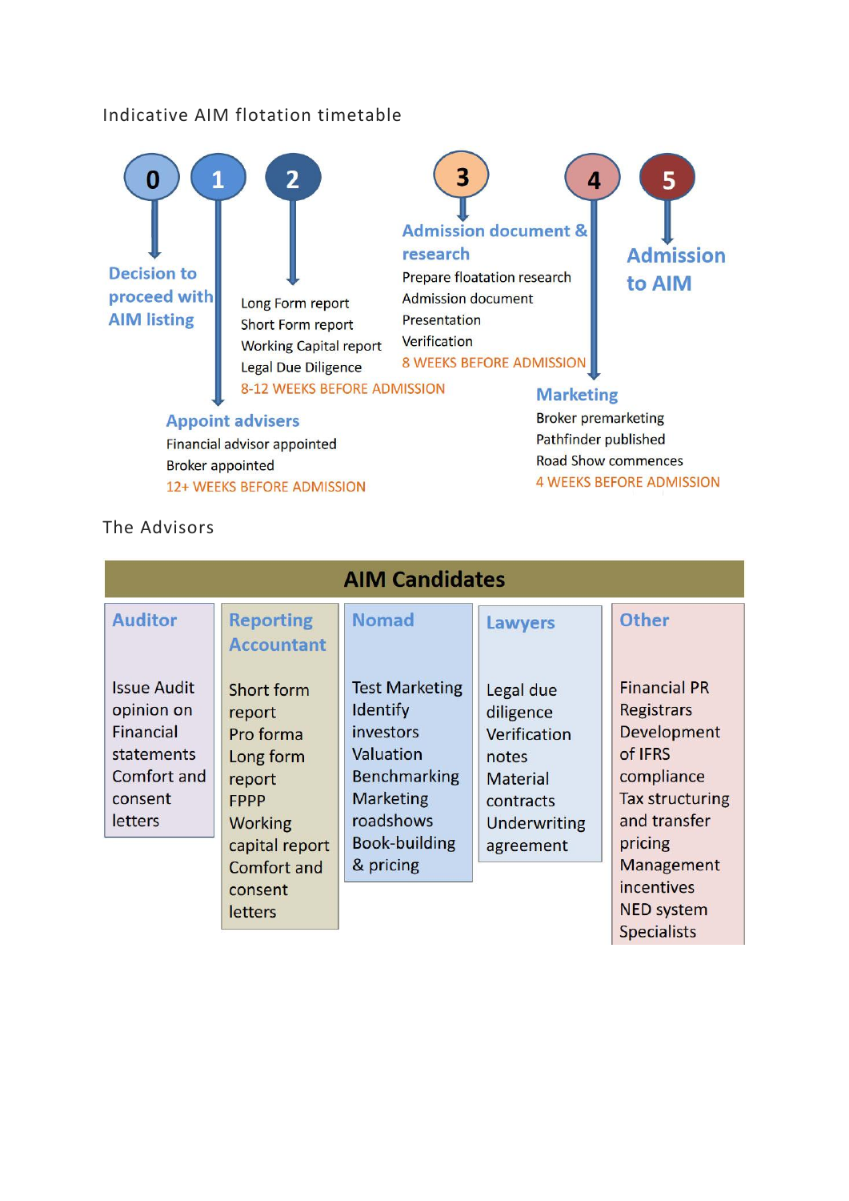Indicative AIM flotation timetable

**0** — **Decision to proceed with AIM listing**

**1** — **Appoint advisers**
- Financial advisor appointed
- Broker appointed

12+ WEEKS BEFORE ADMISSION

**2**
- Long Form report
- Short Form report
- Working Capital report
- Legal Due Diligence

8-12 WEEKS BEFORE ADMISSION

**3** — **Admission document & research**
- Prepare floatation research
- Admission document
- Presentation
- Verification

8 WEEKS BEFORE ADMISSION

**4** — **Marketing**
- Broker premarketing
- Pathfinder published
- Road Show commences

4 WEEKS BEFORE ADMISSION

**5** — **Admission to AIM**

The Advisors

| AIM Candidates | | | | |
|---|---|---|---|---|
| **Auditor** | **Reporting Accountant** | **Nomad** | **Lawyers** | **Other** |
| Issue Audit opinion on Financial statements<br>Comfort and consent letters | Short form report<br>Pro forma<br>Long form report<br>FPPP<br>Working capital report<br>Comfort and consent letters | Test Marketing<br>Identify investors<br>Valuation<br>Benchmarking<br>Marketing roadshows<br>Book-building & pricing | Legal due diligence<br>Verification notes<br>Material contracts<br>Underwriting agreement | Financial PR<br>Registrars<br>Development of IFRS compliance<br>Tax structuring and transfer pricing<br>Management incentives<br>NED system<br>Specialists |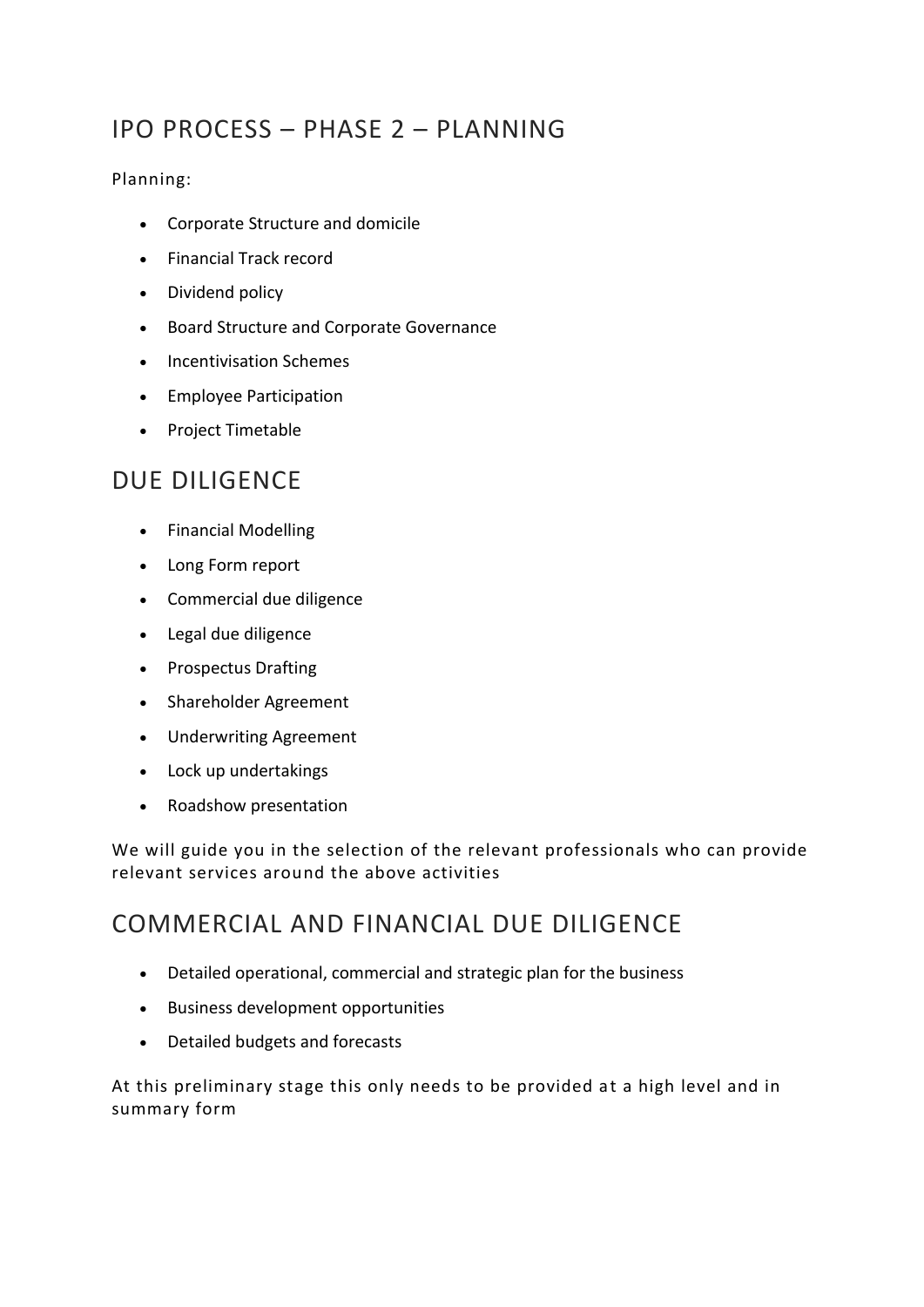## IPO PROCESS – PHASE 2 – PLANNING

Planning:

- Corporate Structure and domicile
- Financial Track record
- Dividend policy
- Board Structure and Corporate Governance
- Incentivisation Schemes
- Employee Participation
- Project Timetable

## DUE DILIGENCE

- Financial Modelling
- Long Form report
- Commercial due diligence
- Legal due diligence
- Prospectus Drafting
- Shareholder Agreement
- Underwriting Agreement
- Lock up undertakings
- Roadshow presentation

We will guide you in the selection of the relevant professionals who can provide relevant services around the above activities

## COMMERCIAL AND FINANCIAL DUE DILIGENCE

- Detailed operational, commercial and strategic plan for the business
- Business development opportunities
- Detailed budgets and forecasts

At this preliminary stage this only needs to be provided at a high level and in summary form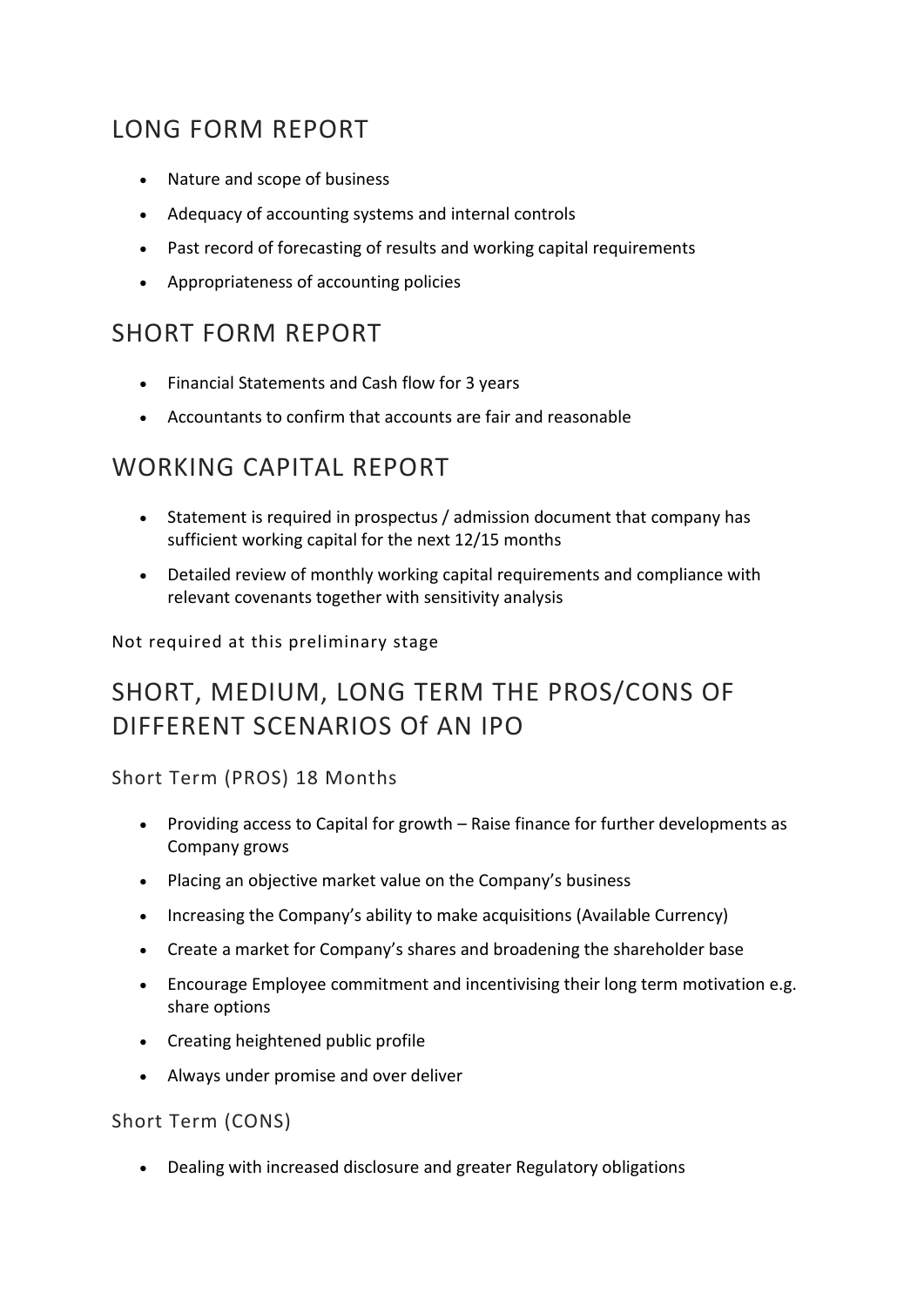## LONG FORM REPORT

- Nature and scope of business
- Adequacy of accounting systems and internal controls
- Past record of forecasting of results and working capital requirements
- Appropriateness of accounting policies

## SHORT FORM REPORT

- Financial Statements and Cash flow for 3 years
- Accountants to confirm that accounts are fair and reasonable

## WORKING CAPITAL REPORT

- Statement is required in prospectus / admission document that company has sufficient working capital for the next 12/15 months
- Detailed review of monthly working capital requirements and compliance with relevant covenants together with sensitivity analysis

Not required at this preliminary stage

## SHORT, MEDIUM, LONG TERM THE PROS/CONS OF DIFFERENT SCENARIOS Of AN IPO

### Short Term (PROS) 18 Months

- Providing access to Capital for growth – Raise finance for further developments as Company grows
- Placing an objective market value on the Company's business
- Increasing the Company's ability to make acquisitions (Available Currency)
- Create a market for Company's shares and broadening the shareholder base
- Encourage Employee commitment and incentivising their long term motivation e.g. share options
- Creating heightened public profile
- Always under promise and over deliver

### Short Term (CONS)

- Dealing with increased disclosure and greater Regulatory obligations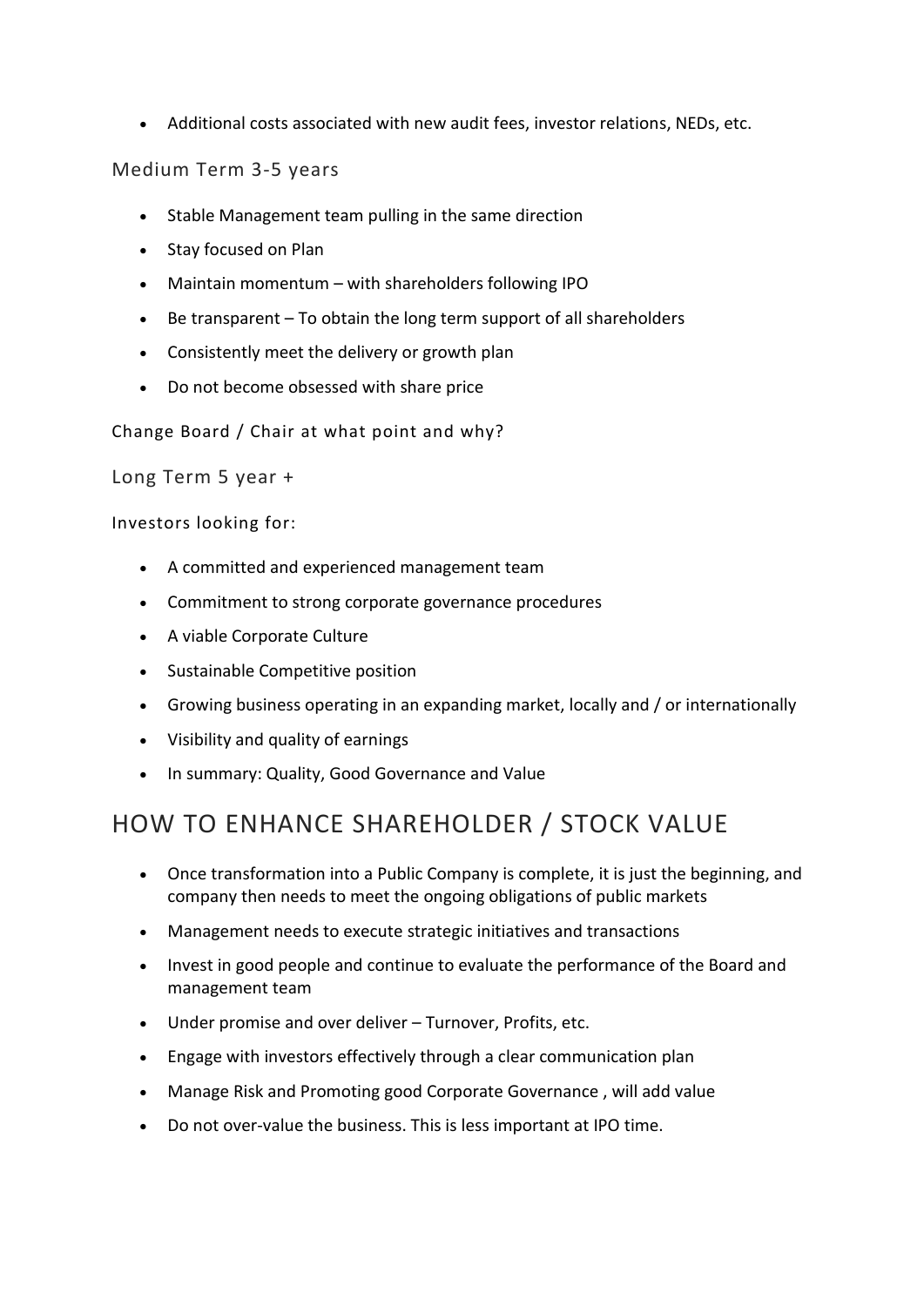- Additional costs associated with new audit fees, investor relations, NEDs, etc.

### Medium Term 3-5 years

- Stable Management team pulling in the same direction
- Stay focused on Plan
- Maintain momentum – with shareholders following IPO
- Be transparent – To obtain the long term support of all shareholders
- Consistently meet the delivery or growth plan
- Do not become obsessed with share price

Change Board / Chair at what point and why?

### Long Term 5 year +

Investors looking for:

- A committed and experienced management team
- Commitment to strong corporate governance procedures
- A viable Corporate Culture
- Sustainable Competitive position
- Growing business operating in an expanding market, locally and / or internationally
- Visibility and quality of earnings
- In summary: Quality, Good Governance and Value

## HOW TO ENHANCE SHAREHOLDER / STOCK VALUE

- Once transformation into a Public Company is complete, it is just the beginning, and company then needs to meet the ongoing obligations of public markets
- Management needs to execute strategic initiatives and transactions
- Invest in good people and continue to evaluate the performance of the Board and management team
- Under promise and over deliver – Turnover, Profits, etc.
- Engage with investors effectively through a clear communication plan
- Manage Risk and Promoting good Corporate Governance , will add value
- Do not over-value the business. This is less important at IPO time.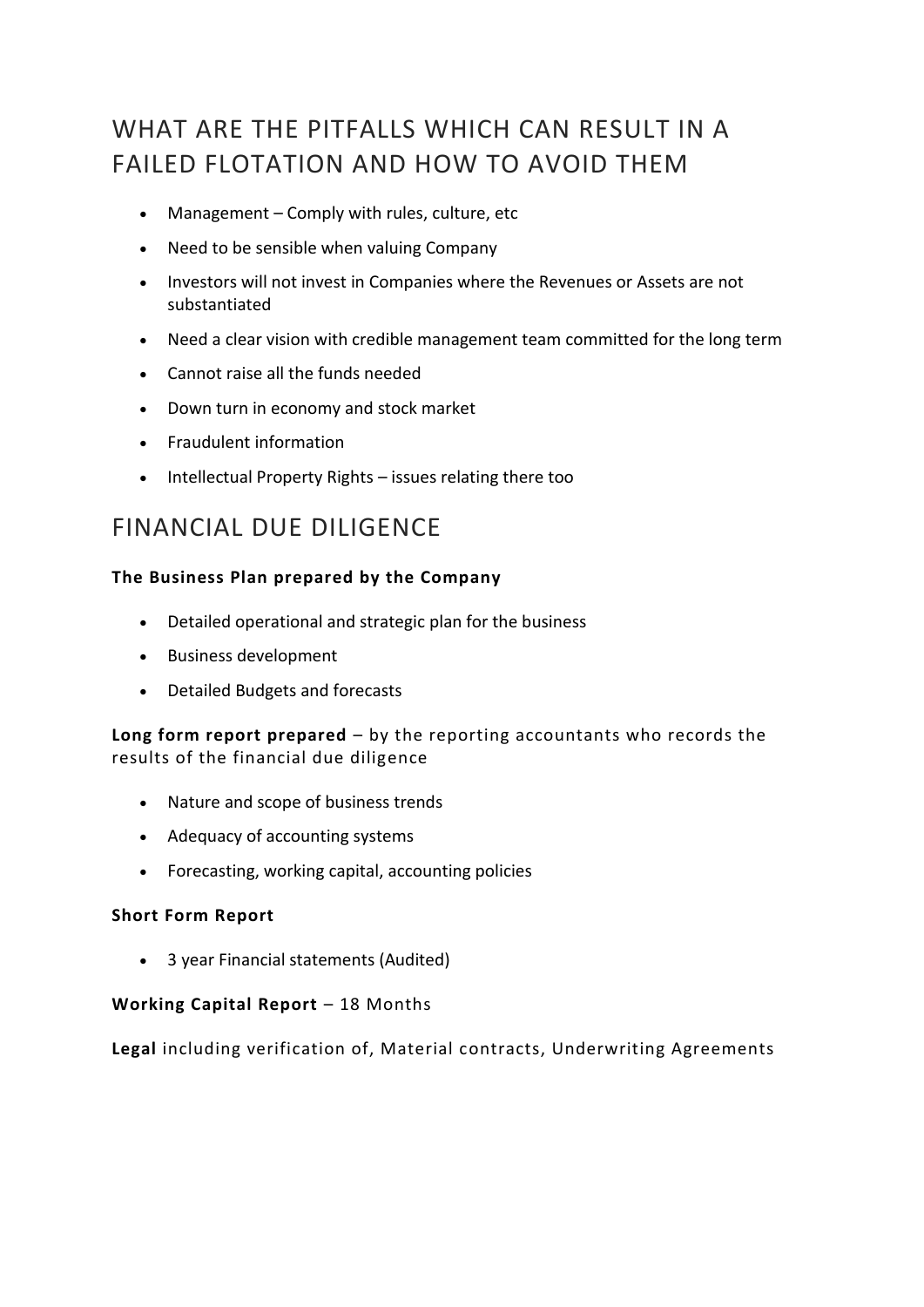## WHAT ARE THE PITFALLS WHICH CAN RESULT IN A FAILED FLOTATION AND HOW TO AVOID THEM

- Management – Comply with rules, culture, etc
- Need to be sensible when valuing Company
- Investors will not invest in Companies where the Revenues or Assets are not substantiated
- Need a clear vision with credible management team committed for the long term
- Cannot raise all the funds needed
- Down turn in economy and stock market
- Fraudulent information
- Intellectual Property Rights – issues relating there too

## FINANCIAL DUE DILIGENCE

**The Business Plan prepared by the Company**

- Detailed operational and strategic plan for the business
- Business development
- Detailed Budgets and forecasts

**Long form report prepared** – by the reporting accountants who records the results of the financial due diligence

- Nature and scope of business trends
- Adequacy of accounting systems
- Forecasting, working capital, accounting policies

**Short Form Report**

- 3 year Financial statements (Audited)

**Working Capital Report** – 18 Months

**Legal** including verification of, Material contracts, Underwriting Agreements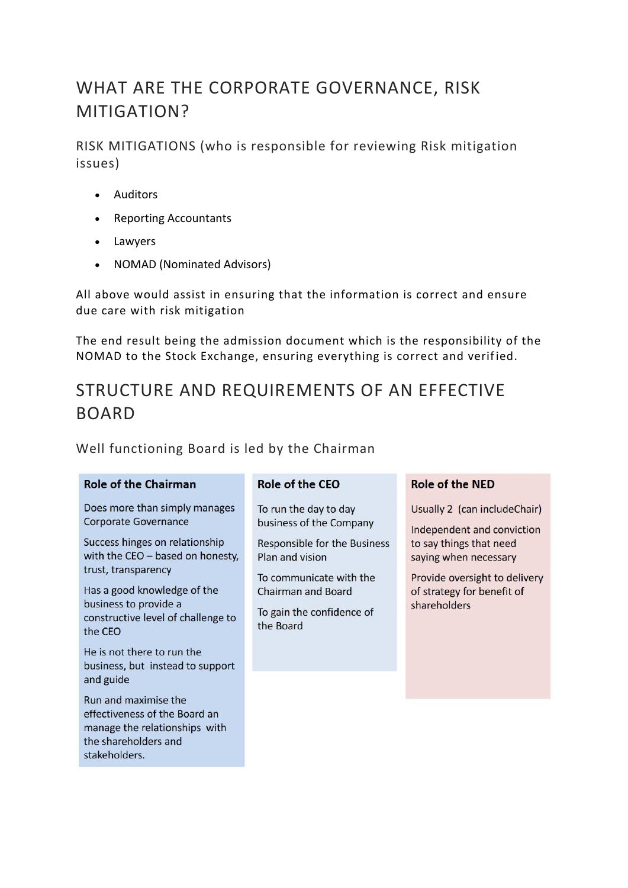# WHAT ARE THE CORPORATE GOVERNANCE, RISK MITIGATION?

## RISK MITIGATIONS (who is responsible for reviewing Risk mitigation issues)

- Auditors
- Reporting Accountants
- Lawyers
- NOMAD (Nominated Advisors)

All above would assist in ensuring that the information is correct and ensure due care with risk mitigation

The end result being the admission document which is the responsibility of the NOMAD to the Stock Exchange, ensuring everything is correct and verified.

# STRUCTURE AND REQUIREMENTS OF AN EFFECTIVE BOARD

## Well functioning Board is led by the Chairman

| Role of the Chairman | Role of the CEO | Role of the NED |
|---|---|---|
| Does more than simply manages Corporate Governance | To run the day to day business of the Company | Usually 2 (can includeChair) |
| Success hinges on relationship with the CEO – based on honesty, trust, transparency | Responsible for the Business Plan and vision | Independent and conviction to say things that need saying when necessary |
| Has a good knowledge of the business to provide a constructive level of challenge to the CEO | To communicate with the Chairman and Board | Provide oversight to delivery of strategy for benefit of shareholders |
| He is not there to run the business, but instead to support and guide | To gain the confidence of the Board | |
| Run and maximise the effectiveness of the Board an manage the relationships with the shareholders and stakeholders. | | |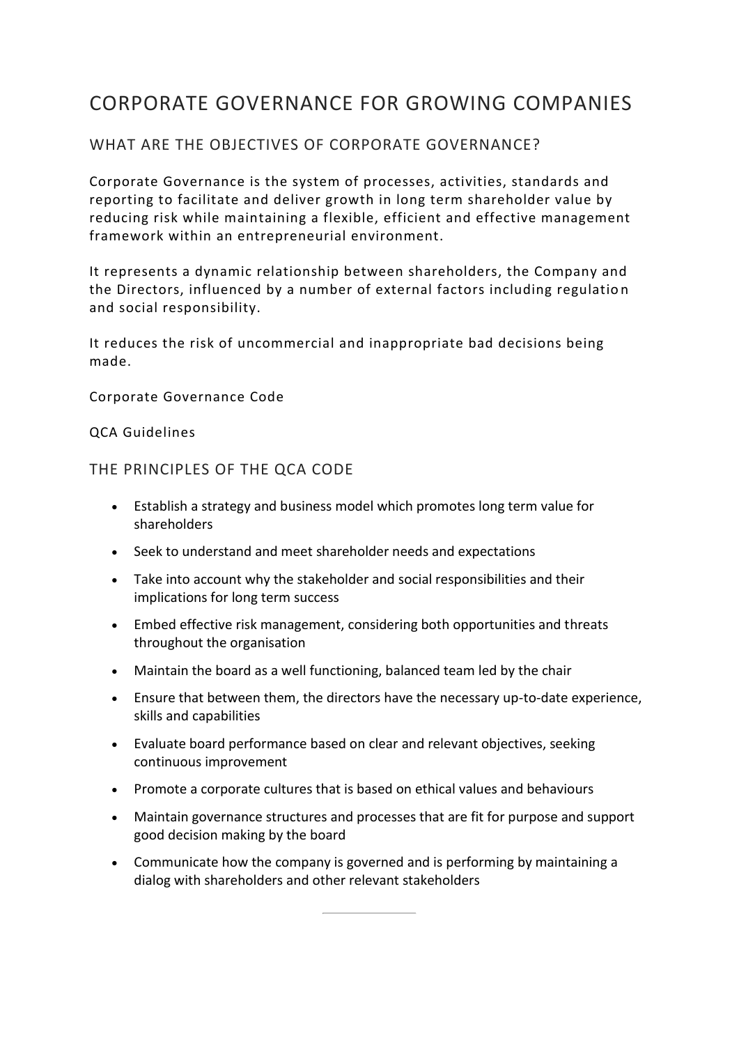# CORPORATE GOVERNANCE FOR GROWING COMPANIES

## WHAT ARE THE OBJECTIVES OF CORPORATE GOVERNANCE?

Corporate Governance is the system of processes, activities, standards and reporting to facilitate and deliver growth in long term shareholder value by reducing risk while maintaining a flexible, efficient and effective management framework within an entrepreneurial environment.

It represents a dynamic relationship between shareholders, the Company and the Directors, influenced by a number of external factors including regulation and social responsibility.

It reduces the risk of uncommercial and inappropriate bad decisions being made.

Corporate Governance Code

QCA Guidelines

## THE PRINCIPLES OF THE QCA CODE

- Establish a strategy and business model which promotes long term value for shareholders
- Seek to understand and meet shareholder needs and expectations
- Take into account why the stakeholder and social responsibilities and their implications for long term success
- Embed effective risk management, considering both opportunities and threats throughout the organisation
- Maintain the board as a well functioning, balanced team led by the chair
- Ensure that between them, the directors have the necessary up-to-date experience, skills and capabilities
- Evaluate board performance based on clear and relevant objectives, seeking continuous improvement
- Promote a corporate cultures that is based on ethical values and behaviours
- Maintain governance structures and processes that are fit for purpose and support good decision making by the board
- Communicate how the company is governed and is performing by maintaining a dialog with shareholders and other relevant stakeholders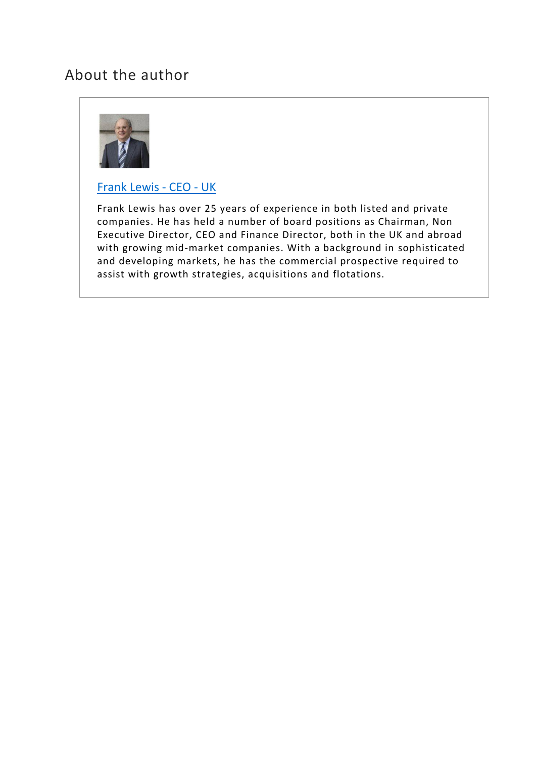## About the author

[Frank Lewis - CEO - UK]

Frank Lewis has over 25 years of experience in both listed and private companies. He has held a number of board positions as Chairman, Non Executive Director, CEO and Finance Director, both in the UK and abroad with growing mid-market companies. With a background in sophisticated and developing markets, he has the commercial prospective required to assist with growth strategies, acquisitions and flotations.